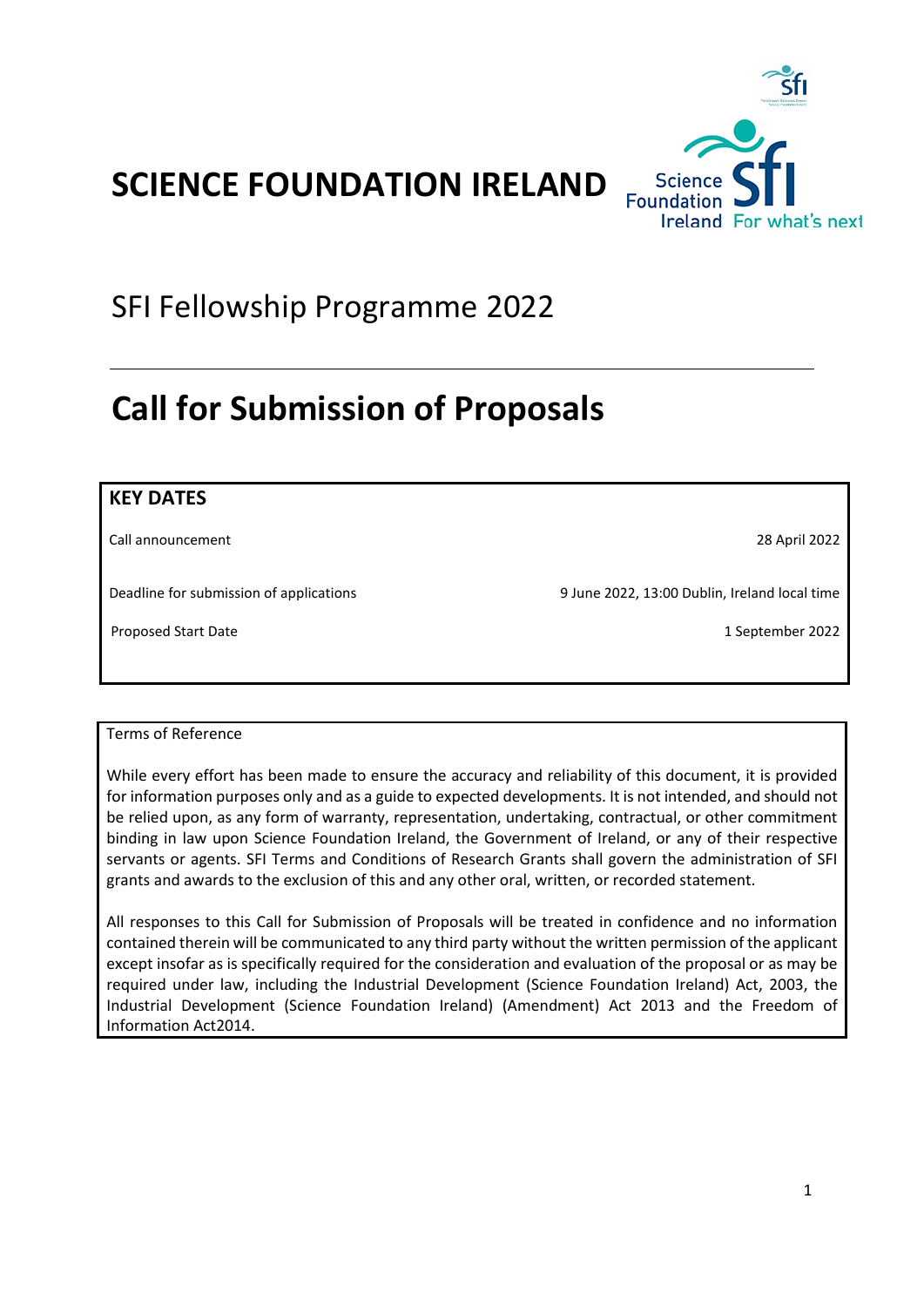# SCIENCE FOUNDATION IRELAND

## SFI Fellowship Programme 2022

---

# Call for Submission of Proposals

| KEY DATES | |
|---|---|
| Call announcement | 28 April 2022 |
| Deadline for submission of applications | 9 June 2022, 13:00 Dublin, Ireland local time |
| Proposed Start Date | 1 September 2022 |

Terms of Reference

While every effort has been made to ensure the accuracy and reliability of this document, it is provided for information purposes only and as a guide to expected developments. It is not intended, and should not be relied upon, as any form of warranty, representation, undertaking, contractual, or other commitment binding in law upon Science Foundation Ireland, the Government of Ireland, or any of their respective servants or agents. SFI Terms and Conditions of Research Grants shall govern the administration of SFI grants and awards to the exclusion of this and any other oral, written, or recorded statement.

All responses to this Call for Submission of Proposals will be treated in confidence and no information contained therein will be communicated to any third party without the written permission of the applicant except insofar as is specifically required for the consideration and evaluation of the proposal or as may be required under law, including the Industrial Development (Science Foundation Ireland) Act, 2003, the Industrial Development (Science Foundation Ireland) (Amendment) Act 2013 and the Freedom of Information Act2014.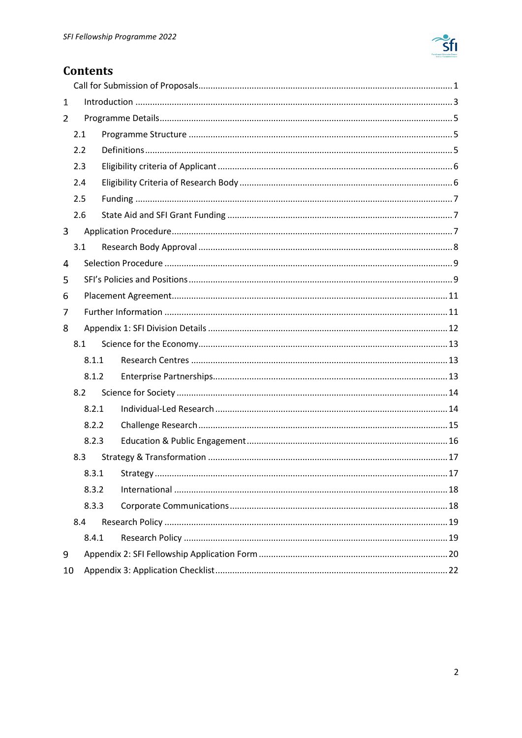# Contents

- Call for Submission of Proposals ... 1
- 1 Introduction ... 3
- 2 Programme Details ... 5
  - 2.1 Programme Structure ... 5
  - 2.2 Definitions ... 5
  - 2.3 Eligibility criteria of Applicant ... 6
  - 2.4 Eligibility Criteria of Research Body ... 6
  - 2.5 Funding ... 7
  - 2.6 State Aid and SFI Grant Funding ... 7
- 3 Application Procedure ... 7
  - 3.1 Research Body Approval ... 8
- 4 Selection Procedure ... 9
- 5 SFI's Policies and Positions ... 9
- 6 Placement Agreement ... 11
- 7 Further Information ... 11
- 8 Appendix 1: SFI Division Details ... 12
  - 8.1 Science for the Economy ... 13
    - 8.1.1 Research Centres ... 13
    - 8.1.2 Enterprise Partnerships ... 13
  - 8.2 Science for Society ... 14
    - 8.2.1 Individual-Led Research ... 14
    - 8.2.2 Challenge Research ... 15
    - 8.2.3 Education & Public Engagement ... 16
  - 8.3 Strategy & Transformation ... 17
    - 8.3.1 Strategy ... 17
    - 8.3.2 International ... 18
    - 8.3.3 Corporate Communications ... 18
  - 8.4 Research Policy ... 19
    - 8.4.1 Research Policy ... 19
- 9 Appendix 2: SFI Fellowship Application Form ... 20
- 10 Appendix 3: Application Checklist ... 22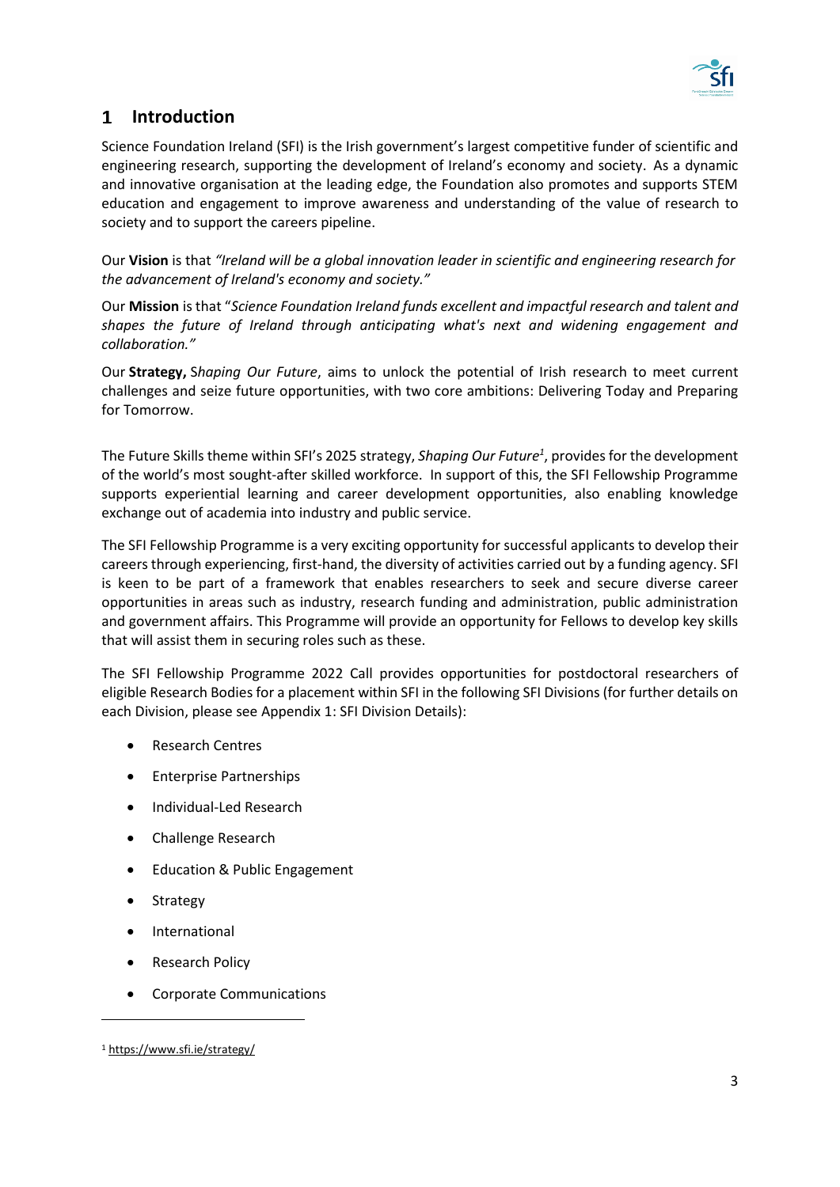# 1 Introduction

Science Foundation Ireland (SFI) is the Irish government's largest competitive funder of scientific and engineering research, supporting the development of Ireland's economy and society. As a dynamic and innovative organisation at the leading edge, the Foundation also promotes and supports STEM education and engagement to improve awareness and understanding of the value of research to society and to support the careers pipeline.

Our **Vision** is that *"Ireland will be a global innovation leader in scientific and engineering research for the advancement of Ireland's economy and society."*

Our **Mission** is that "*Science Foundation Ireland funds excellent and impactful research and talent and shapes the future of Ireland through anticipating what's next and widening engagement and collaboration."*

Our **Strategy,** S*haping Our Future*, aims to unlock the potential of Irish research to meet current challenges and seize future opportunities, with two core ambitions: Delivering Today and Preparing for Tomorrow.

The Future Skills theme within SFI's 2025 strategy, *Shaping Our Future*[1], provides for the development of the world's most sought-after skilled workforce. In support of this, the SFI Fellowship Programme supports experiential learning and career development opportunities, also enabling knowledge exchange out of academia into industry and public service.

The SFI Fellowship Programme is a very exciting opportunity for successful applicants to develop their careers through experiencing, first-hand, the diversity of activities carried out by a funding agency. SFI is keen to be part of a framework that enables researchers to seek and secure diverse career opportunities in areas such as industry, research funding and administration, public administration and government affairs. This Programme will provide an opportunity for Fellows to develop key skills that will assist them in securing roles such as these.

The SFI Fellowship Programme 2022 Call provides opportunities for postdoctoral researchers of eligible Research Bodies for a placement within SFI in the following SFI Divisions (for further details on each Division, please see Appendix 1: SFI Division Details):

- Research Centres
- Enterprise Partnerships
- Individual-Led Research
- Challenge Research
- Education & Public Engagement
- Strategy
- International
- Research Policy
- Corporate Communications

[1] https://www.sfi.ie/strategy/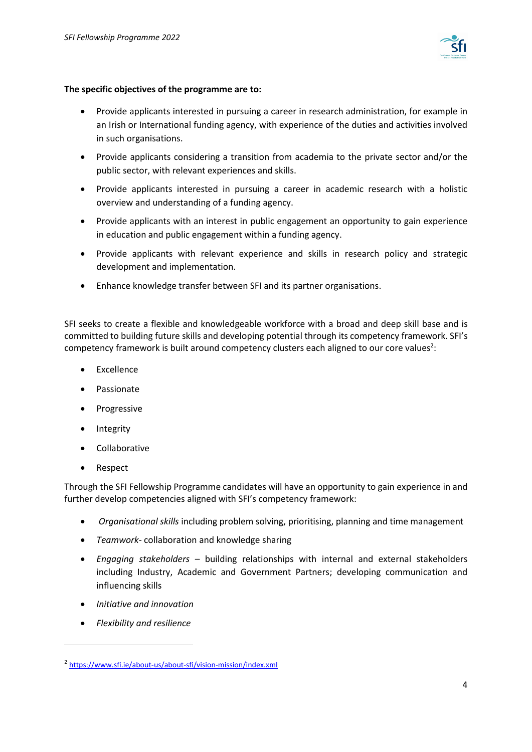**The specific objectives of the programme are to:**

- Provide applicants interested in pursuing a career in research administration, for example in an Irish or International funding agency, with experience of the duties and activities involved in such organisations.
- Provide applicants considering a transition from academia to the private sector and/or the public sector, with relevant experiences and skills.
- Provide applicants interested in pursuing a career in academic research with a holistic overview and understanding of a funding agency.
- Provide applicants with an interest in public engagement an opportunity to gain experience in education and public engagement within a funding agency.
- Provide applicants with relevant experience and skills in research policy and strategic development and implementation.
- Enhance knowledge transfer between SFI and its partner organisations.

SFI seeks to create a flexible and knowledgeable workforce with a broad and deep skill base and is committed to building future skills and developing potential through its competency framework. SFI's competency framework is built around competency clusters each aligned to our core values[2]:

- Excellence
- Passionate
- Progressive
- Integrity
- Collaborative
- Respect

Through the SFI Fellowship Programme candidates will have an opportunity to gain experience in and further develop competencies aligned with SFI's competency framework:

- *Organisational skills* including problem solving, prioritising, planning and time management
- *Teamwork*- collaboration and knowledge sharing
- *Engaging stakeholders* – building relationships with internal and external stakeholders including Industry, Academic and Government Partners; developing communication and influencing skills
- *Initiative and innovation*
- *Flexibility and resilience*

---

[2] https://www.sfi.ie/about-us/about-sfi/vision-mission/index.xml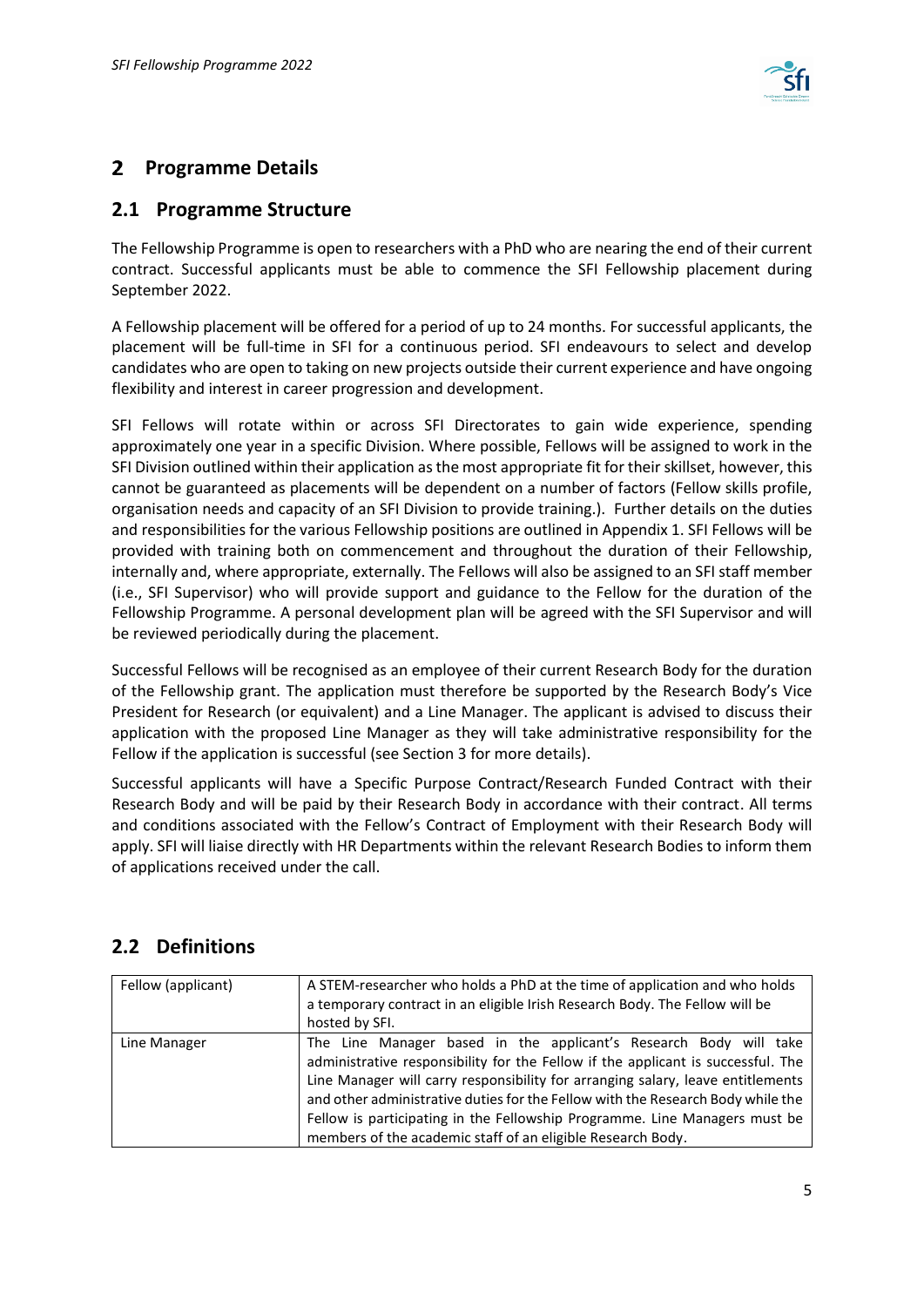## 2 Programme Details

### 2.1 Programme Structure

The Fellowship Programme is open to researchers with a PhD who are nearing the end of their current contract. Successful applicants must be able to commence the SFI Fellowship placement during September 2022.

A Fellowship placement will be offered for a period of up to 24 months. For successful applicants, the placement will be full-time in SFI for a continuous period. SFI endeavours to select and develop candidates who are open to taking on new projects outside their current experience and have ongoing flexibility and interest in career progression and development.

SFI Fellows will rotate within or across SFI Directorates to gain wide experience, spending approximately one year in a specific Division. Where possible, Fellows will be assigned to work in the SFI Division outlined within their application as the most appropriate fit for their skillset, however, this cannot be guaranteed as placements will be dependent on a number of factors (Fellow skills profile, organisation needs and capacity of an SFI Division to provide training.). Further details on the duties and responsibilities for the various Fellowship positions are outlined in Appendix 1. SFI Fellows will be provided with training both on commencement and throughout the duration of their Fellowship, internally and, where appropriate, externally. The Fellows will also be assigned to an SFI staff member (i.e., SFI Supervisor) who will provide support and guidance to the Fellow for the duration of the Fellowship Programme. A personal development plan will be agreed with the SFI Supervisor and will be reviewed periodically during the placement.

Successful Fellows will be recognised as an employee of their current Research Body for the duration of the Fellowship grant. The application must therefore be supported by the Research Body's Vice President for Research (or equivalent) and a Line Manager. The applicant is advised to discuss their application with the proposed Line Manager as they will take administrative responsibility for the Fellow if the application is successful (see Section 3 for more details).

Successful applicants will have a Specific Purpose Contract/Research Funded Contract with their Research Body and will be paid by their Research Body in accordance with their contract. All terms and conditions associated with the Fellow's Contract of Employment with their Research Body will apply. SFI will liaise directly with HR Departments within the relevant Research Bodies to inform them of applications received under the call.

### 2.2 Definitions

| | |
|---|---|
| Fellow (applicant) | A STEM-researcher who holds a PhD at the time of application and who holds a temporary contract in an eligible Irish Research Body. The Fellow will be hosted by SFI. |
| Line Manager | The Line Manager based in the applicant's Research Body will take administrative responsibility for the Fellow if the applicant is successful. The Line Manager will carry responsibility for arranging salary, leave entitlements and other administrative duties for the Fellow with the Research Body while the Fellow is participating in the Fellowship Programme. Line Managers must be members of the academic staff of an eligible Research Body. |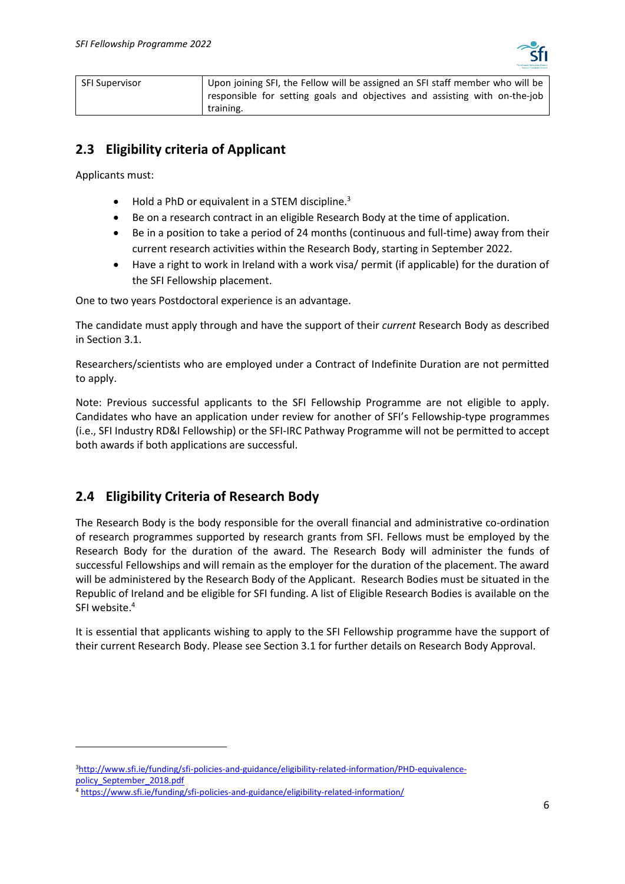| SFI Supervisor | Upon joining SFI, the Fellow will be assigned an SFI staff member who will be responsible for setting goals and objectives and assisting with on-the-job training. |
|---|---|

## 2.3 Eligibility criteria of Applicant

Applicants must:

- Hold a PhD or equivalent in a STEM discipline.[3]
- Be on a research contract in an eligible Research Body at the time of application.
- Be in a position to take a period of 24 months (continuous and full-time) away from their current research activities within the Research Body, starting in September 2022.
- Have a right to work in Ireland with a work visa/ permit (if applicable) for the duration of the SFI Fellowship placement.

One to two years Postdoctoral experience is an advantage.

The candidate must apply through and have the support of their *current* Research Body as described in Section 3.1.

Researchers/scientists who are employed under a Contract of Indefinite Duration are not permitted to apply.

Note: Previous successful applicants to the SFI Fellowship Programme are not eligible to apply. Candidates who have an application under review for another of SFI's Fellowship-type programmes (i.e., SFI Industry RD&I Fellowship) or the SFI-IRC Pathway Programme will not be permitted to accept both awards if both applications are successful.

## 2.4 Eligibility Criteria of Research Body

The Research Body is the body responsible for the overall financial and administrative co-ordination of research programmes supported by research grants from SFI. Fellows must be employed by the Research Body for the duration of the award. The Research Body will administer the funds of successful Fellowships and will remain as the employer for the duration of the placement. The award will be administered by the Research Body of the Applicant. Research Bodies must be situated in the Republic of Ireland and be eligible for SFI funding. A list of Eligible Research Bodies is available on the SFI website.[4]

It is essential that applicants wishing to apply to the SFI Fellowship programme have the support of their current Research Body. Please see Section 3.1 for further details on Research Body Approval.

---

[3] http://www.sfi.ie/funding/sfi-policies-and-guidance/eligibility-related-information/PHD-equivalence-policy_September_2018.pdf

[4] https://www.sfi.ie/funding/sfi-policies-and-guidance/eligibility-related-information/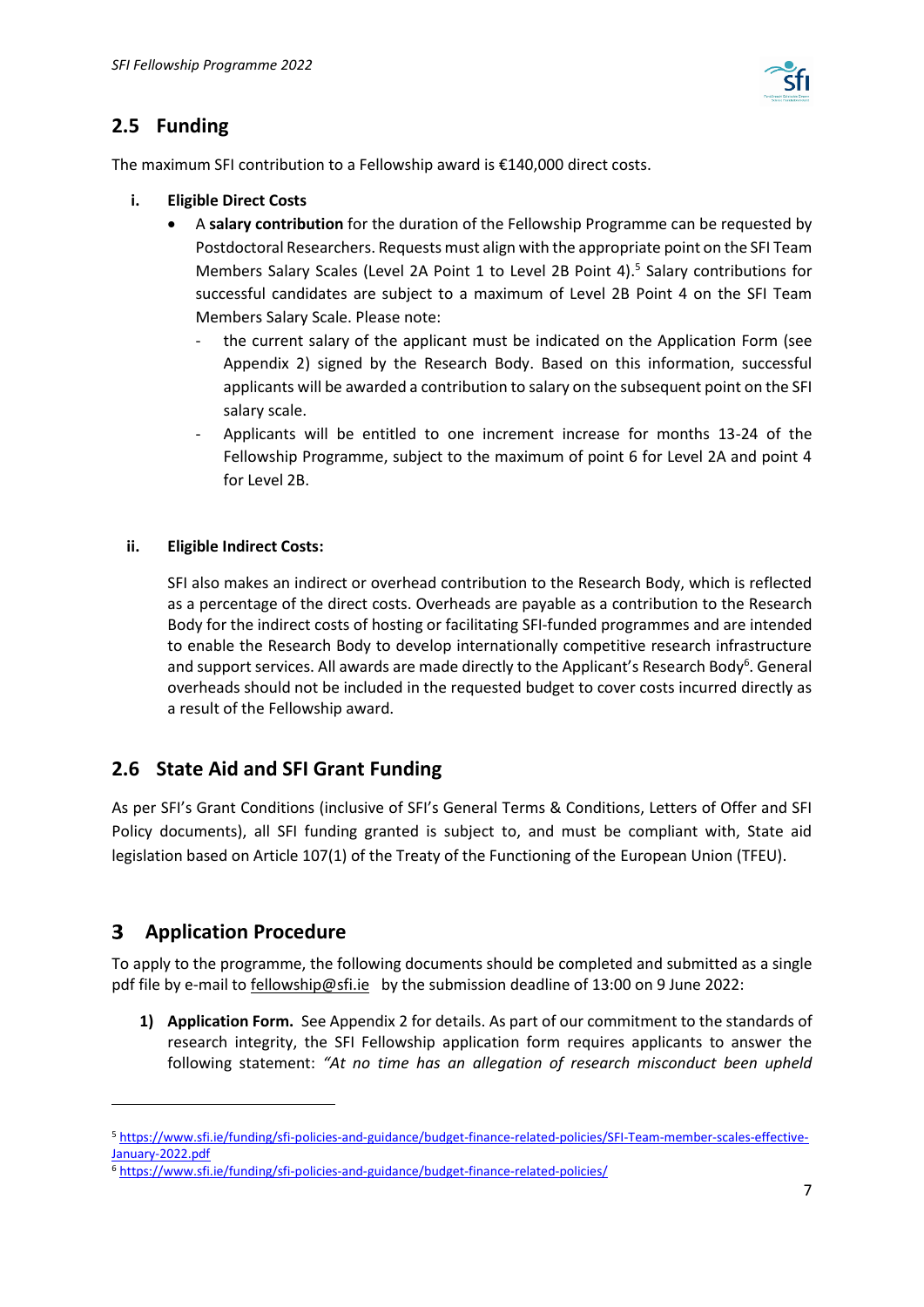## 2.5 Funding

The maximum SFI contribution to a Fellowship award is €140,000 direct costs.

i. **Eligible Direct Costs**

   - A **salary contribution** for the duration of the Fellowship Programme can be requested by Postdoctoral Researchers. Requests must align with the appropriate point on the SFI Team Members Salary Scales (Level 2A Point 1 to Level 2B Point 4).[5] Salary contributions for successful candidates are subject to a maximum of Level 2B Point 4 on the SFI Team Members Salary Scale. Please note:
     - the current salary of the applicant must be indicated on the Application Form (see Appendix 2) signed by the Research Body. Based on this information, successful applicants will be awarded a contribution to salary on the subsequent point on the SFI salary scale.
     - Applicants will be entitled to one increment increase for months 13-24 of the Fellowship Programme, subject to the maximum of point 6 for Level 2A and point 4 for Level 2B.

ii. **Eligible Indirect Costs:**

   SFI also makes an indirect or overhead contribution to the Research Body, which is reflected as a percentage of the direct costs. Overheads are payable as a contribution to the Research Body for the indirect costs of hosting or facilitating SFI-funded programmes and are intended to enable the Research Body to develop internationally competitive research infrastructure and support services. All awards are made directly to the Applicant's Research Body[6]. General overheads should not be included in the requested budget to cover costs incurred directly as a result of the Fellowship award.

## 2.6 State Aid and SFI Grant Funding

As per SFI's Grant Conditions (inclusive of SFI's General Terms & Conditions, Letters of Offer and SFI Policy documents), all SFI funding granted is subject to, and must be compliant with, State aid legislation based on Article 107(1) of the Treaty of the Functioning of the European Union (TFEU).

# 3 Application Procedure

To apply to the programme, the following documents should be completed and submitted as a single pdf file by e-mail to fellowship@sfi.ie by the submission deadline of 13:00 on 9 June 2022:

1) **Application Form.** See Appendix 2 for details. As part of our commitment to the standards of research integrity, the SFI Fellowship application form requires applicants to answer the following statement: *"At no time has an allegation of research misconduct been upheld*

---

[5] https://www.sfi.ie/funding/sfi-policies-and-guidance/budget-finance-related-policies/SFI-Team-member-scales-effective-January-2022.pdf

[6] https://www.sfi.ie/funding/sfi-policies-and-guidance/budget-finance-related-policies/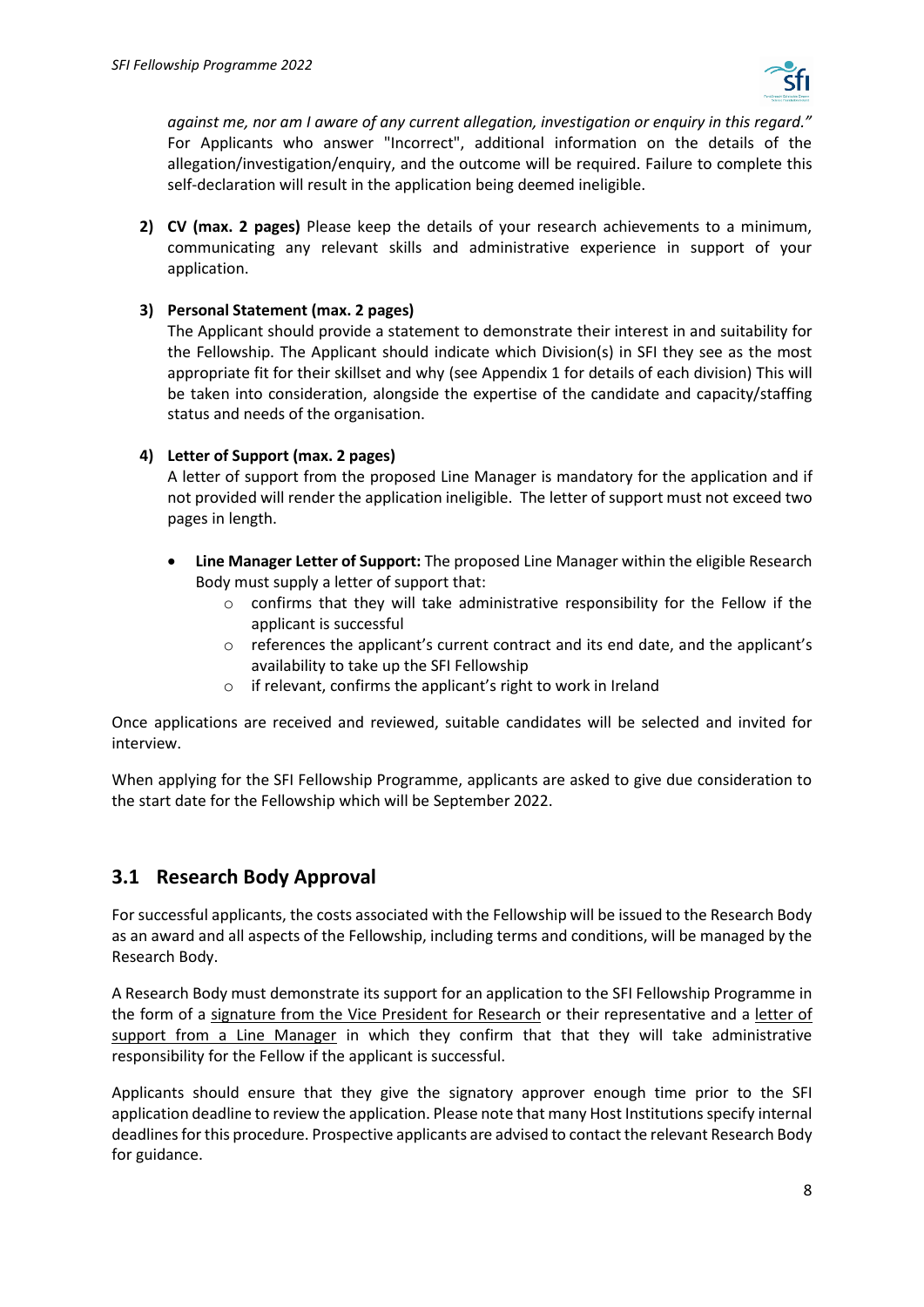*against me, nor am I aware of any current allegation, investigation or enquiry in this regard."* For Applicants who answer "Incorrect", additional information on the details of the allegation/investigation/enquiry, and the outcome will be required. Failure to complete this self-declaration will result in the application being deemed ineligible.

2) **CV (max. 2 pages)** Please keep the details of your research achievements to a minimum, communicating any relevant skills and administrative experience in support of your application.

3) **Personal Statement (max. 2 pages)**
The Applicant should provide a statement to demonstrate their interest in and suitability for the Fellowship. The Applicant should indicate which Division(s) in SFI they see as the most appropriate fit for their skillset and why (see Appendix 1 for details of each division) This will be taken into consideration, alongside the expertise of the candidate and capacity/staffing status and needs of the organisation.

4) **Letter of Support (max. 2 pages)**
A letter of support from the proposed Line Manager is mandatory for the application and if not provided will render the application ineligible. The letter of support must not exceed two pages in length.

- **Line Manager Letter of Support:** The proposed Line Manager within the eligible Research Body must supply a letter of support that:
    - confirms that they will take administrative responsibility for the Fellow if the applicant is successful
    - references the applicant's current contract and its end date, and the applicant's availability to take up the SFI Fellowship
    - if relevant, confirms the applicant's right to work in Ireland

Once applications are received and reviewed, suitable candidates will be selected and invited for interview.

When applying for the SFI Fellowship Programme, applicants are asked to give due consideration to the start date for the Fellowship which will be September 2022.

## 3.1 Research Body Approval

For successful applicants, the costs associated with the Fellowship will be issued to the Research Body as an award and all aspects of the Fellowship, including terms and conditions, will be managed by the Research Body.

A Research Body must demonstrate its support for an application to the SFI Fellowship Programme in the form of a signature from the Vice President for Research or their representative and a letter of support from a Line Manager in which they confirm that that they will take administrative responsibility for the Fellow if the applicant is successful.

Applicants should ensure that they give the signatory approver enough time prior to the SFI application deadline to review the application. Please note that many Host Institutions specify internal deadlines for this procedure. Prospective applicants are advised to contact the relevant Research Body for guidance.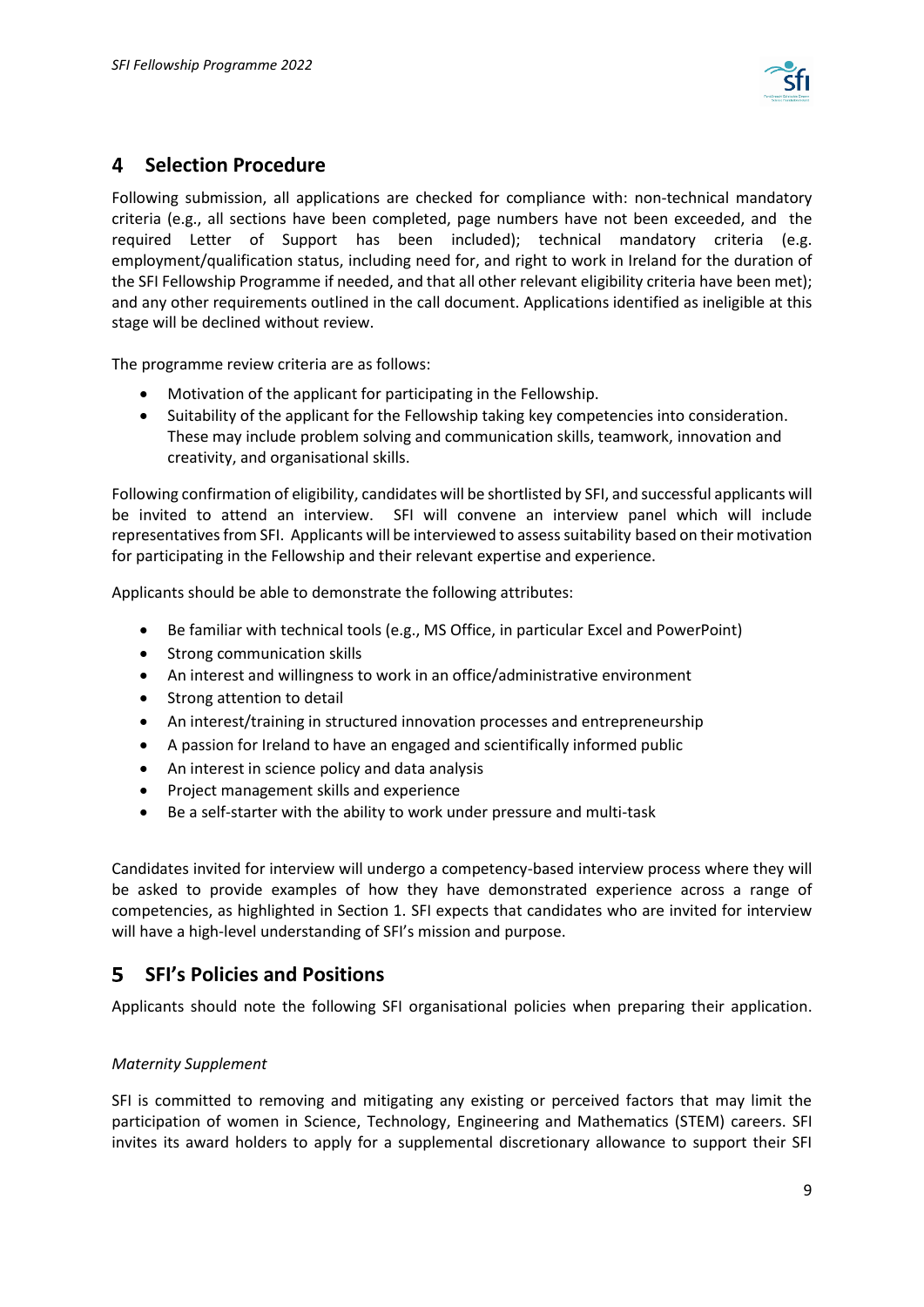## 4 Selection Procedure

Following submission, all applications are checked for compliance with: non-technical mandatory criteria (e.g., all sections have been completed, page numbers have not been exceeded, and the required Letter of Support has been included); technical mandatory criteria (e.g. employment/qualification status, including need for, and right to work in Ireland for the duration of the SFI Fellowship Programme if needed, and that all other relevant eligibility criteria have been met); and any other requirements outlined in the call document. Applications identified as ineligible at this stage will be declined without review.

The programme review criteria are as follows:

- Motivation of the applicant for participating in the Fellowship.
- Suitability of the applicant for the Fellowship taking key competencies into consideration. These may include problem solving and communication skills, teamwork, innovation and creativity, and organisational skills.

Following confirmation of eligibility, candidates will be shortlisted by SFI, and successful applicants will be invited to attend an interview. SFI will convene an interview panel which will include representatives from SFI. Applicants will be interviewed to assess suitability based on their motivation for participating in the Fellowship and their relevant expertise and experience.

Applicants should be able to demonstrate the following attributes:

- Be familiar with technical tools (e.g., MS Office, in particular Excel and PowerPoint)
- Strong communication skills
- An interest and willingness to work in an office/administrative environment
- Strong attention to detail
- An interest/training in structured innovation processes and entrepreneurship
- A passion for Ireland to have an engaged and scientifically informed public
- An interest in science policy and data analysis
- Project management skills and experience
- Be a self-starter with the ability to work under pressure and multi-task

Candidates invited for interview will undergo a competency-based interview process where they will be asked to provide examples of how they have demonstrated experience across a range of competencies, as highlighted in Section 1. SFI expects that candidates who are invited for interview will have a high-level understanding of SFI's mission and purpose.

## 5 SFI's Policies and Positions

Applicants should note the following SFI organisational policies when preparing their application.

*Maternity Supplement*

SFI is committed to removing and mitigating any existing or perceived factors that may limit the participation of women in Science, Technology, Engineering and Mathematics (STEM) careers. SFI invites its award holders to apply for a supplemental discretionary allowance to support their SFI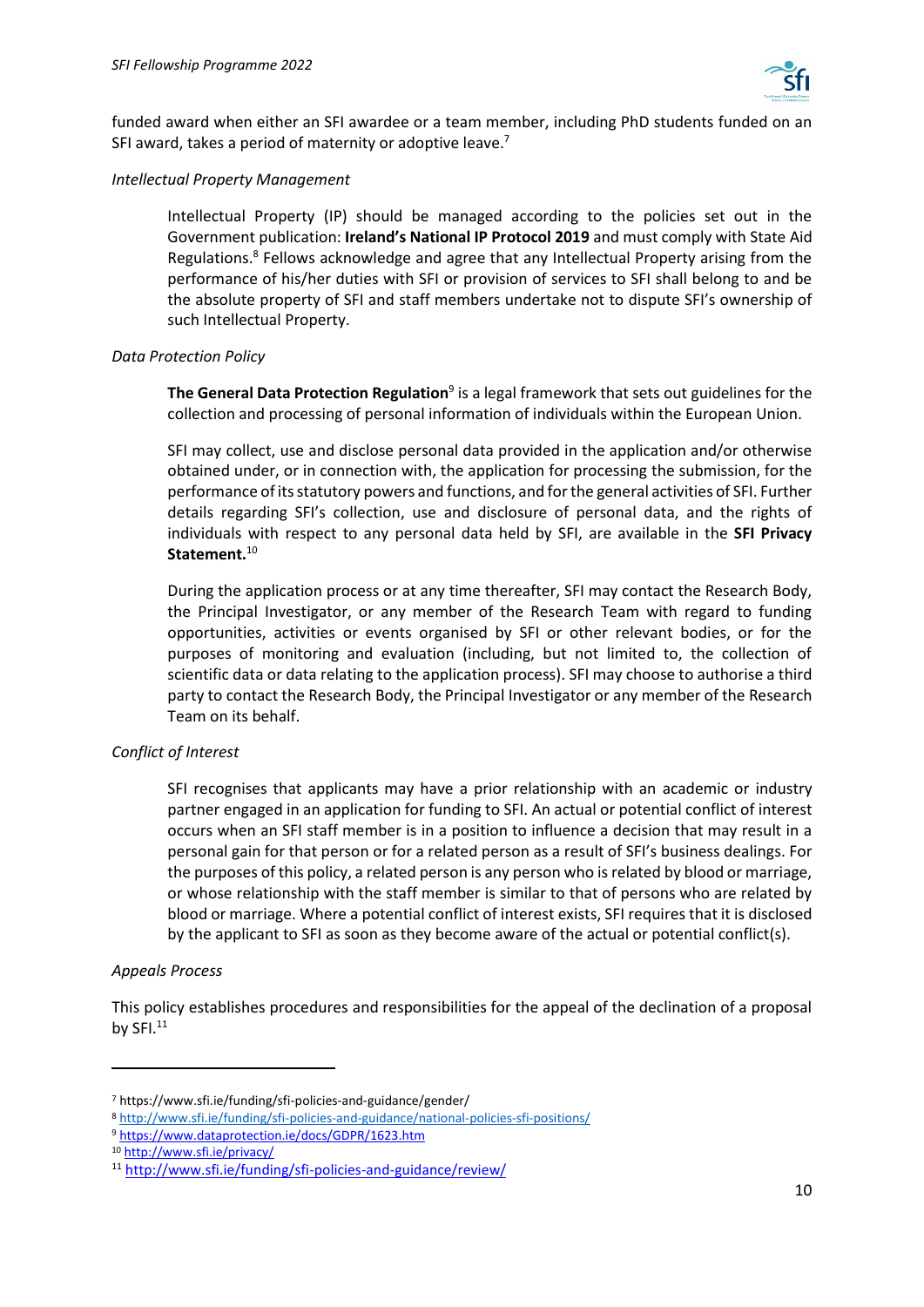funded award when either an SFI awardee or a team member, including PhD students funded on an SFI award, takes a period of maternity or adoptive leave.[7]

*Intellectual Property Management*

Intellectual Property (IP) should be managed according to the policies set out in the Government publication: **Ireland's National IP Protocol 2019** and must comply with State Aid Regulations.[8] Fellows acknowledge and agree that any Intellectual Property arising from the performance of his/her duties with SFI or provision of services to SFI shall belong to and be the absolute property of SFI and staff members undertake not to dispute SFI's ownership of such Intellectual Property.

*Data Protection Policy*

**The General Data Protection Regulation**[9] is a legal framework that sets out guidelines for the collection and processing of personal information of individuals within the European Union.

SFI may collect, use and disclose personal data provided in the application and/or otherwise obtained under, or in connection with, the application for processing the submission, for the performance of its statutory powers and functions, and for the general activities of SFI. Further details regarding SFI's collection, use and disclosure of personal data, and the rights of individuals with respect to any personal data held by SFI, are available in the **SFI Privacy Statement.**[10]

During the application process or at any time thereafter, SFI may contact the Research Body, the Principal Investigator, or any member of the Research Team with regard to funding opportunities, activities or events organised by SFI or other relevant bodies, or for the purposes of monitoring and evaluation (including, but not limited to, the collection of scientific data or data relating to the application process). SFI may choose to authorise a third party to contact the Research Body, the Principal Investigator or any member of the Research Team on its behalf.

*Conflict of Interest*

SFI recognises that applicants may have a prior relationship with an academic or industry partner engaged in an application for funding to SFI. An actual or potential conflict of interest occurs when an SFI staff member is in a position to influence a decision that may result in a personal gain for that person or for a related person as a result of SFI's business dealings. For the purposes of this policy, a related person is any person who is related by blood or marriage, or whose relationship with the staff member is similar to that of persons who are related by blood or marriage. Where a potential conflict of interest exists, SFI requires that it is disclosed by the applicant to SFI as soon as they become aware of the actual or potential conflict(s).

*Appeals Process*

This policy establishes procedures and responsibilities for the appeal of the declination of a proposal by SFI.[11]

---

[7] https://www.sfi.ie/funding/sfi-policies-and-guidance/gender/

[8] http://www.sfi.ie/funding/sfi-policies-and-guidance/national-policies-sfi-positions/

[9] https://www.dataprotection.ie/docs/GDPR/1623.htm

[10] http://www.sfi.ie/privacy/

[11] http://www.sfi.ie/funding/sfi-policies-and-guidance/review/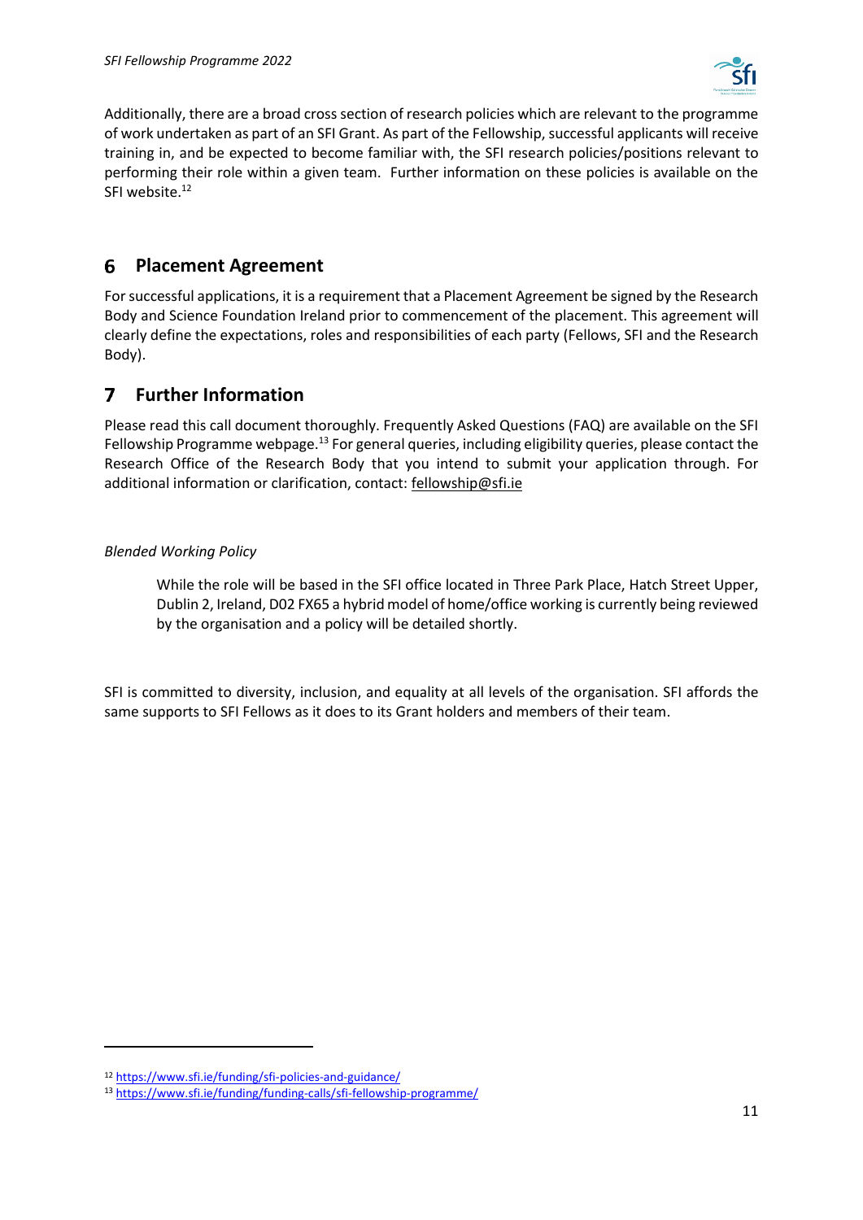Additionally, there are a broad cross section of research policies which are relevant to the programme of work undertaken as part of an SFI Grant. As part of the Fellowship, successful applicants will receive training in, and be expected to become familiar with, the SFI research policies/positions relevant to performing their role within a given team. Further information on these policies is available on the SFI website.[12]

## 6 Placement Agreement

For successful applications, it is a requirement that a Placement Agreement be signed by the Research Body and Science Foundation Ireland prior to commencement of the placement. This agreement will clearly define the expectations, roles and responsibilities of each party (Fellows, SFI and the Research Body).

## 7 Further Information

Please read this call document thoroughly. Frequently Asked Questions (FAQ) are available on the SFI Fellowship Programme webpage.[13] For general queries, including eligibility queries, please contact the Research Office of the Research Body that you intend to submit your application through. For additional information or clarification, contact: fellowship@sfi.ie

*Blended Working Policy*

> While the role will be based in the SFI office located in Three Park Place, Hatch Street Upper, Dublin 2, Ireland, D02 FX65 a hybrid model of home/office working is currently being reviewed by the organisation and a policy will be detailed shortly.

SFI is committed to diversity, inclusion, and equality at all levels of the organisation. SFI affords the same supports to SFI Fellows as it does to its Grant holders and members of their team.

---

[12] https://www.sfi.ie/funding/sfi-policies-and-guidance/

[13] https://www.sfi.ie/funding/funding-calls/sfi-fellowship-programme/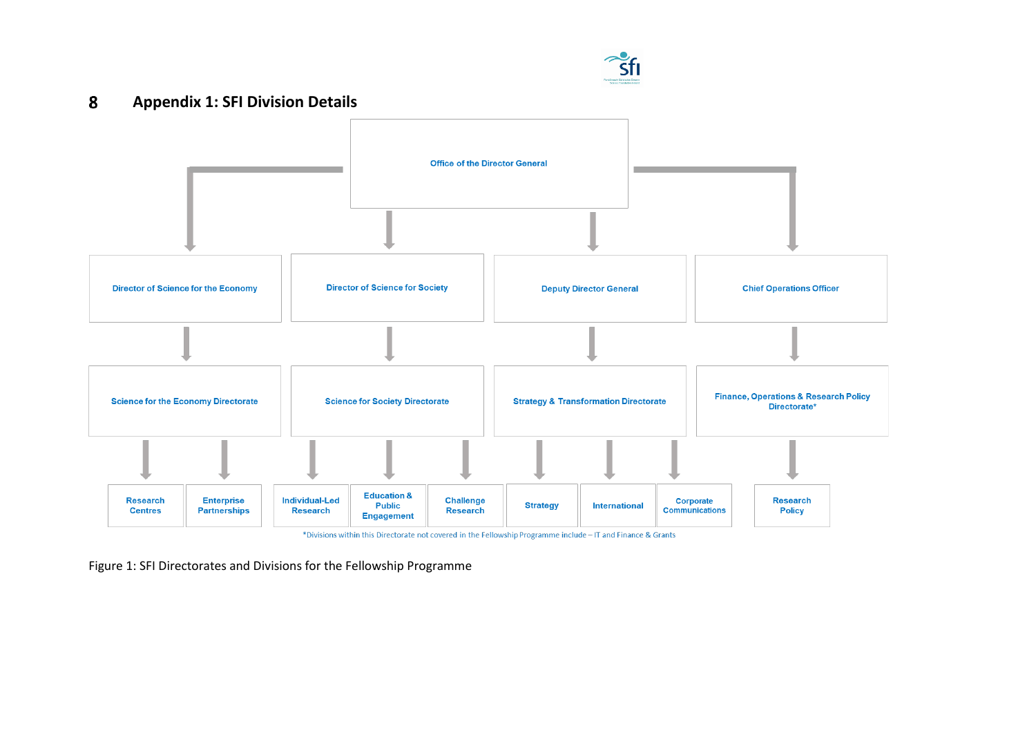# 8 Appendix 1: SFI Division Details

- **Office of the Director General**
  - **Director of Science for the Economy**
    - **Science for the Economy Directorate**
      - Research Centres
      - Enterprise Partnerships
  - **Director of Science for Society**
    - **Science for Society Directorate**
      - Individual-Led Research
      - Education & Public Engagement
      - Challenge Research
  - **Deputy Director General**
    - **Strategy & Transformation Directorate**
      - Strategy
      - International
      - Corporate Communications
  - **Chief Operations Officer**
    - **Finance, Operations & Research Policy Directorate***
      - Research Policy

*Divisions within this Directorate not covered in the Fellowship Programme include – IT and Finance & Grants

Figure 1: SFI Directorates and Divisions for the Fellowship Programme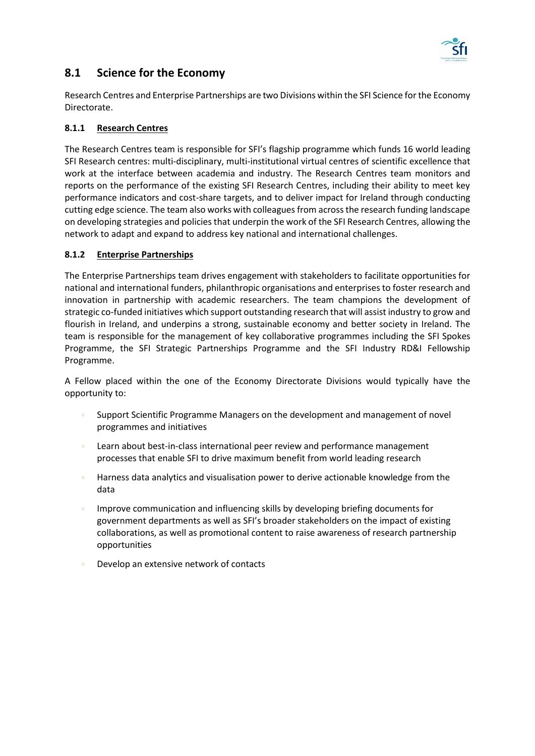## 8.1 Science for the Economy

Research Centres and Enterprise Partnerships are two Divisions within the SFI Science for the Economy Directorate.

### 8.1.1 Research Centres

The Research Centres team is responsible for SFI's flagship programme which funds 16 world leading SFI Research centres: multi-disciplinary, multi-institutional virtual centres of scientific excellence that work at the interface between academia and industry. The Research Centres team monitors and reports on the performance of the existing SFI Research Centres, including their ability to meet key performance indicators and cost-share targets, and to deliver impact for Ireland through conducting cutting edge science. The team also works with colleagues from across the research funding landscape on developing strategies and policies that underpin the work of the SFI Research Centres, allowing the network to adapt and expand to address key national and international challenges.

### 8.1.2 Enterprise Partnerships

The Enterprise Partnerships team drives engagement with stakeholders to facilitate opportunities for national and international funders, philanthropic organisations and enterprises to foster research and innovation in partnership with academic researchers. The team champions the development of strategic co-funded initiatives which support outstanding research that will assist industry to grow and flourish in Ireland, and underpins a strong, sustainable economy and better society in Ireland. The team is responsible for the management of key collaborative programmes including the SFI Spokes Programme, the SFI Strategic Partnerships Programme and the SFI Industry RD&I Fellowship Programme.

A Fellow placed within the one of the Economy Directorate Divisions would typically have the opportunity to:

- Support Scientific Programme Managers on the development and management of novel programmes and initiatives
- Learn about best-in-class international peer review and performance management processes that enable SFI to drive maximum benefit from world leading research
- Harness data analytics and visualisation power to derive actionable knowledge from the data
- Improve communication and influencing skills by developing briefing documents for government departments as well as SFI's broader stakeholders on the impact of existing collaborations, as well as promotional content to raise awareness of research partnership opportunities
- Develop an extensive network of contacts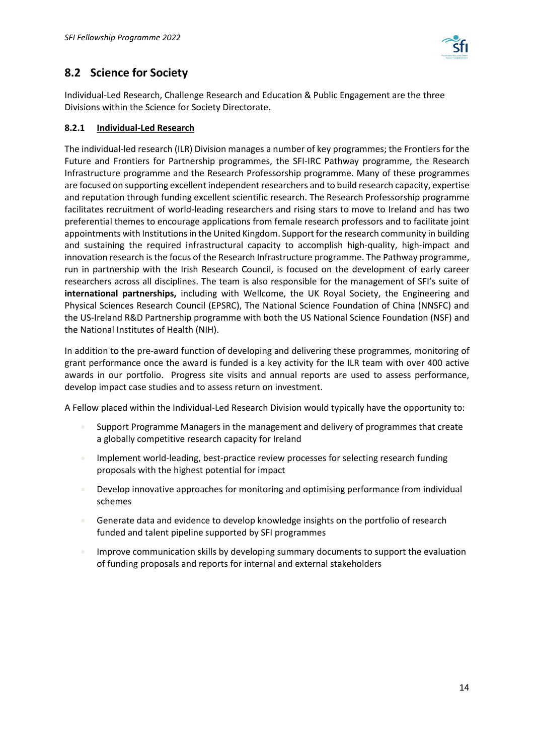## 8.2 Science for Society

Individual-Led Research, Challenge Research and Education & Public Engagement are the three Divisions within the Science for Society Directorate.

### 8.2.1 Individual-Led Research

The individual-led research (ILR) Division manages a number of key programmes; the Frontiers for the Future and Frontiers for Partnership programmes, the SFI-IRC Pathway programme, the Research Infrastructure programme and the Research Professorship programme. Many of these programmes are focused on supporting excellent independent researchers and to build research capacity, expertise and reputation through funding excellent scientific research. The Research Professorship programme facilitates recruitment of world-leading researchers and rising stars to move to Ireland and has two preferential themes to encourage applications from female research professors and to facilitate joint appointments with Institutions in the United Kingdom. Support for the research community in building and sustaining the required infrastructural capacity to accomplish high-quality, high-impact and innovation research is the focus of the Research Infrastructure programme. The Pathway programme, run in partnership with the Irish Research Council, is focused on the development of early career researchers across all disciplines. The team is also responsible for the management of SFI's suite of **international partnerships,** including with Wellcome, the UK Royal Society, the Engineering and Physical Sciences Research Council (EPSRC), The National Science Foundation of China (NNSFC) and the US-Ireland R&D Partnership programme with both the US National Science Foundation (NSF) and the National Institutes of Health (NIH).

In addition to the pre-award function of developing and delivering these programmes, monitoring of grant performance once the award is funded is a key activity for the ILR team with over 400 active awards in our portfolio. Progress site visits and annual reports are used to assess performance, develop impact case studies and to assess return on investment.

A Fellow placed within the Individual-Led Research Division would typically have the opportunity to:

- Support Programme Managers in the management and delivery of programmes that create a globally competitive research capacity for Ireland
- Implement world-leading, best-practice review processes for selecting research funding proposals with the highest potential for impact
- Develop innovative approaches for monitoring and optimising performance from individual schemes
- Generate data and evidence to develop knowledge insights on the portfolio of research funded and talent pipeline supported by SFI programmes
- Improve communication skills by developing summary documents to support the evaluation of funding proposals and reports for internal and external stakeholders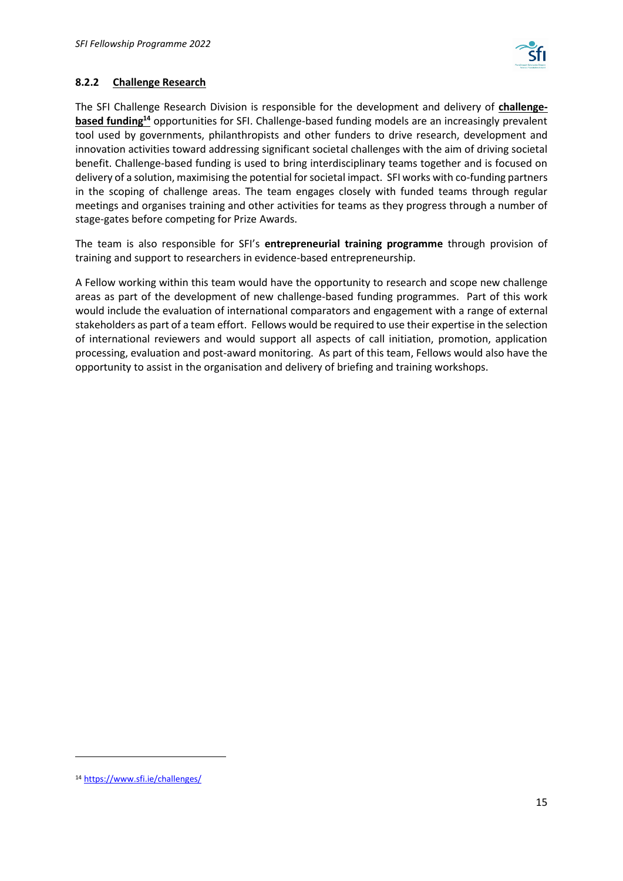### 8.2.2 Challenge Research

The SFI Challenge Research Division is responsible for the development and delivery of **challenge-based funding**[14] opportunities for SFI. Challenge-based funding models are an increasingly prevalent tool used by governments, philanthropists and other funders to drive research, development and innovation activities toward addressing significant societal challenges with the aim of driving societal benefit. Challenge-based funding is used to bring interdisciplinary teams together and is focused on delivery of a solution, maximising the potential for societal impact. SFI works with co-funding partners in the scoping of challenge areas. The team engages closely with funded teams through regular meetings and organises training and other activities for teams as they progress through a number of stage-gates before competing for Prize Awards.

The team is also responsible for SFI's **entrepreneurial training programme** through provision of training and support to researchers in evidence-based entrepreneurship.

A Fellow working within this team would have the opportunity to research and scope new challenge areas as part of the development of new challenge-based funding programmes. Part of this work would include the evaluation of international comparators and engagement with a range of external stakeholders as part of a team effort. Fellows would be required to use their expertise in the selection of international reviewers and would support all aspects of call initiation, promotion, application processing, evaluation and post-award monitoring. As part of this team, Fellows would also have the opportunity to assist in the organisation and delivery of briefing and training workshops.

---

[14] https://www.sfi.ie/challenges/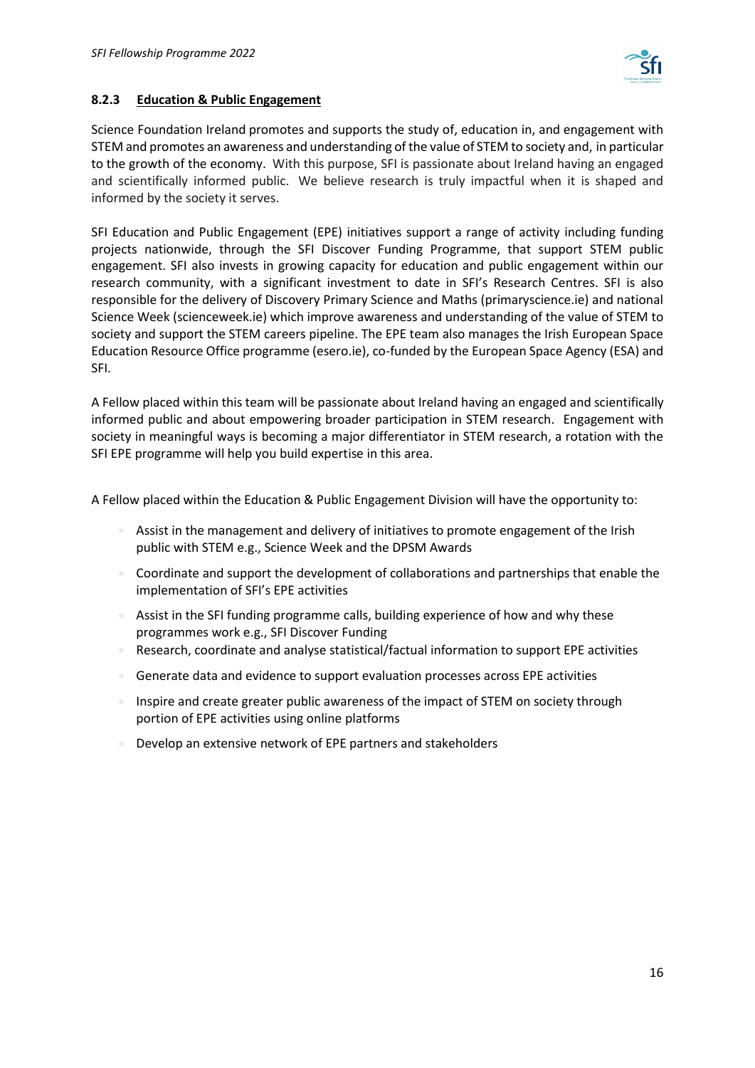### 8.2.3 Education & Public Engagement

Science Foundation Ireland promotes and supports the study of, education in, and engagement with STEM and promotes an awareness and understanding of the value of STEM to society and, in particular to the growth of the economy. With this purpose, SFI is passionate about Ireland having an engaged and scientifically informed public. We believe research is truly impactful when it is shaped and informed by the society it serves.

SFI Education and Public Engagement (EPE) initiatives support a range of activity including funding projects nationwide, through the SFI Discover Funding Programme, that support STEM public engagement. SFI also invests in growing capacity for education and public engagement within our research community, with a significant investment to date in SFI's Research Centres. SFI is also responsible for the delivery of Discovery Primary Science and Maths (primaryscience.ie) and national Science Week (scienceweek.ie) which improve awareness and understanding of the value of STEM to society and support the STEM careers pipeline. The EPE team also manages the Irish European Space Education Resource Office programme (esero.ie), co-funded by the European Space Agency (ESA) and SFI.

A Fellow placed within this team will be passionate about Ireland having an engaged and scientifically informed public and about empowering broader participation in STEM research. Engagement with society in meaningful ways is becoming a major differentiator in STEM research, a rotation with the SFI EPE programme will help you build expertise in this area.

A Fellow placed within the Education & Public Engagement Division will have the opportunity to:

- Assist in the management and delivery of initiatives to promote engagement of the Irish public with STEM e.g., Science Week and the DPSM Awards
- Coordinate and support the development of collaborations and partnerships that enable the implementation of SFI's EPE activities
- Assist in the SFI funding programme calls, building experience of how and why these programmes work e.g., SFI Discover Funding
- Research, coordinate and analyse statistical/factual information to support EPE activities
- Generate data and evidence to support evaluation processes across EPE activities
- Inspire and create greater public awareness of the impact of STEM on society through portion of EPE activities using online platforms
- Develop an extensive network of EPE partners and stakeholders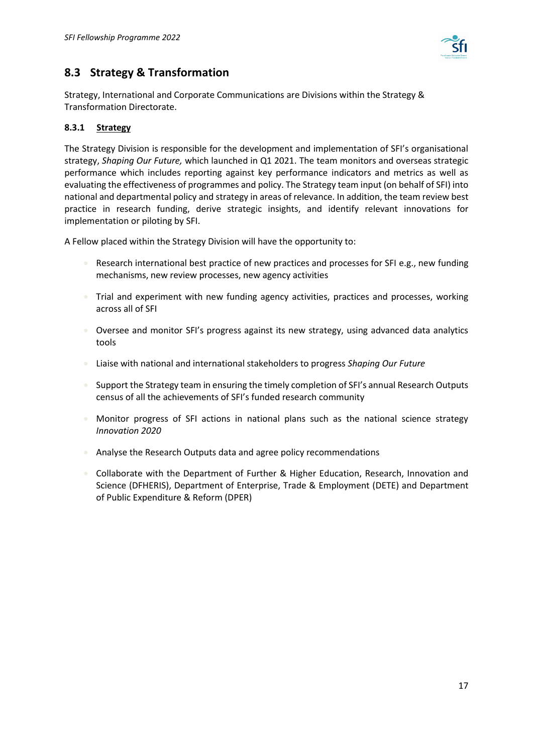## 8.3 Strategy & Transformation

Strategy, International and Corporate Communications are Divisions within the Strategy & Transformation Directorate.

### 8.3.1 Strategy

The Strategy Division is responsible for the development and implementation of SFI's organisational strategy, *Shaping Our Future,* which launched in Q1 2021. The team monitors and overseas strategic performance which includes reporting against key performance indicators and metrics as well as evaluating the effectiveness of programmes and policy. The Strategy team input (on behalf of SFI) into national and departmental policy and strategy in areas of relevance. In addition, the team review best practice in research funding, derive strategic insights, and identify relevant innovations for implementation or piloting by SFI.

A Fellow placed within the Strategy Division will have the opportunity to:

- Research international best practice of new practices and processes for SFI e.g., new funding mechanisms, new review processes, new agency activities
- Trial and experiment with new funding agency activities, practices and processes, working across all of SFI
- Oversee and monitor SFI's progress against its new strategy, using advanced data analytics tools
- Liaise with national and international stakeholders to progress *Shaping Our Future*
- Support the Strategy team in ensuring the timely completion of SFI's annual Research Outputs census of all the achievements of SFI's funded research community
- Monitor progress of SFI actions in national plans such as the national science strategy *Innovation 2020*
- Analyse the Research Outputs data and agree policy recommendations
- Collaborate with the Department of Further & Higher Education, Research, Innovation and Science (DFHERIS), Department of Enterprise, Trade & Employment (DETE) and Department of Public Expenditure & Reform (DPER)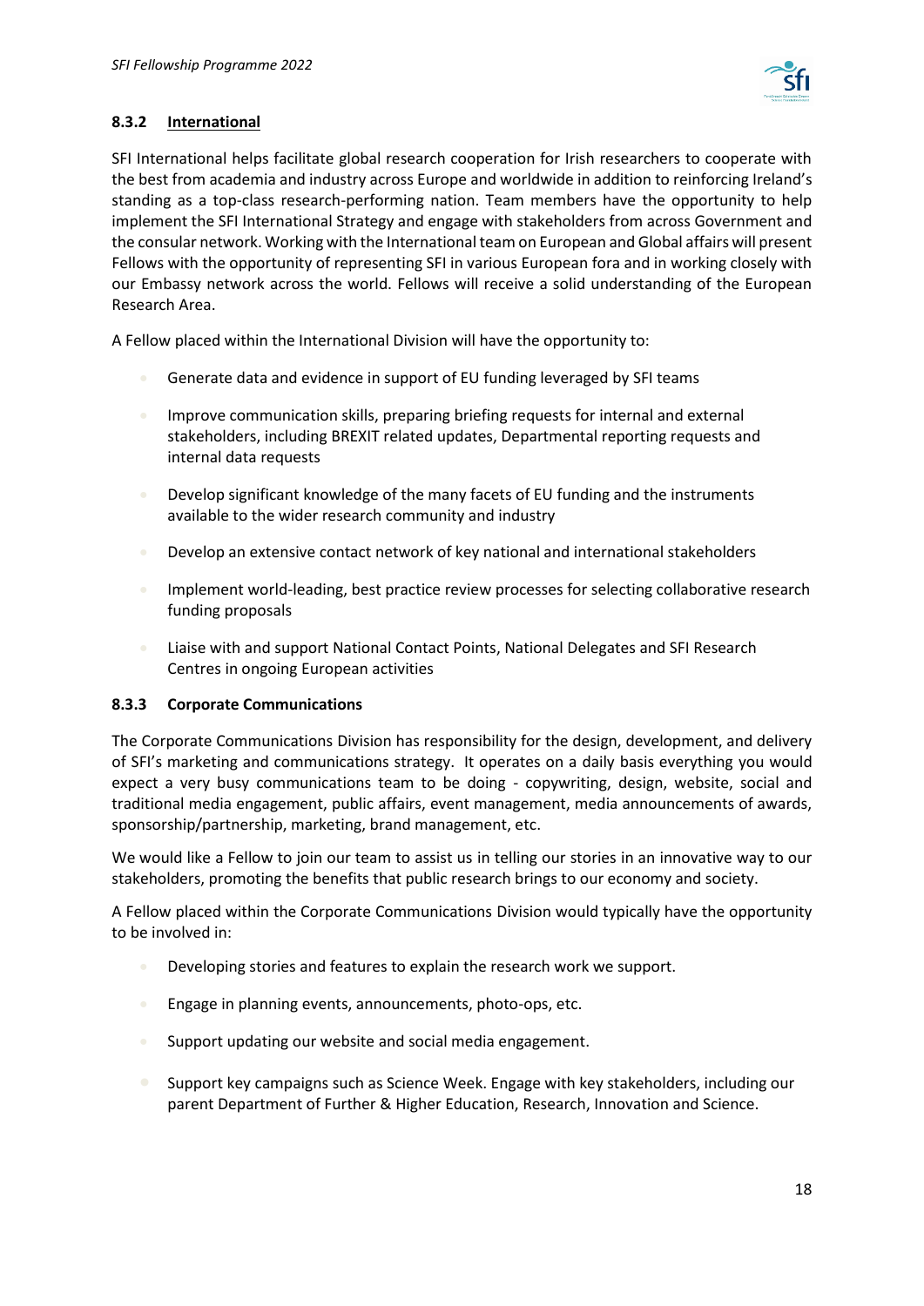### 8.3.2 International

SFI International helps facilitate global research cooperation for Irish researchers to cooperate with the best from academia and industry across Europe and worldwide in addition to reinforcing Ireland's standing as a top-class research-performing nation. Team members have the opportunity to help implement the SFI International Strategy and engage with stakeholders from across Government and the consular network. Working with the International team on European and Global affairs will present Fellows with the opportunity of representing SFI in various European fora and in working closely with our Embassy network across the world. Fellows will receive a solid understanding of the European Research Area.

A Fellow placed within the International Division will have the opportunity to:

- Generate data and evidence in support of EU funding leveraged by SFI teams
- Improve communication skills, preparing briefing requests for internal and external stakeholders, including BREXIT related updates, Departmental reporting requests and internal data requests
- Develop significant knowledge of the many facets of EU funding and the instruments available to the wider research community and industry
- Develop an extensive contact network of key national and international stakeholders
- Implement world-leading, best practice review processes for selecting collaborative research funding proposals
- Liaise with and support National Contact Points, National Delegates and SFI Research Centres in ongoing European activities

### 8.3.3 Corporate Communications

The Corporate Communications Division has responsibility for the design, development, and delivery of SFI's marketing and communications strategy. It operates on a daily basis everything you would expect a very busy communications team to be doing - copywriting, design, website, social and traditional media engagement, public affairs, event management, media announcements of awards, sponsorship/partnership, marketing, brand management, etc.

We would like a Fellow to join our team to assist us in telling our stories in an innovative way to our stakeholders, promoting the benefits that public research brings to our economy and society.

A Fellow placed within the Corporate Communications Division would typically have the opportunity to be involved in:

- Developing stories and features to explain the research work we support.
- Engage in planning events, announcements, photo-ops, etc.
- Support updating our website and social media engagement.
- Support key campaigns such as Science Week. Engage with key stakeholders, including our parent Department of Further & Higher Education, Research, Innovation and Science.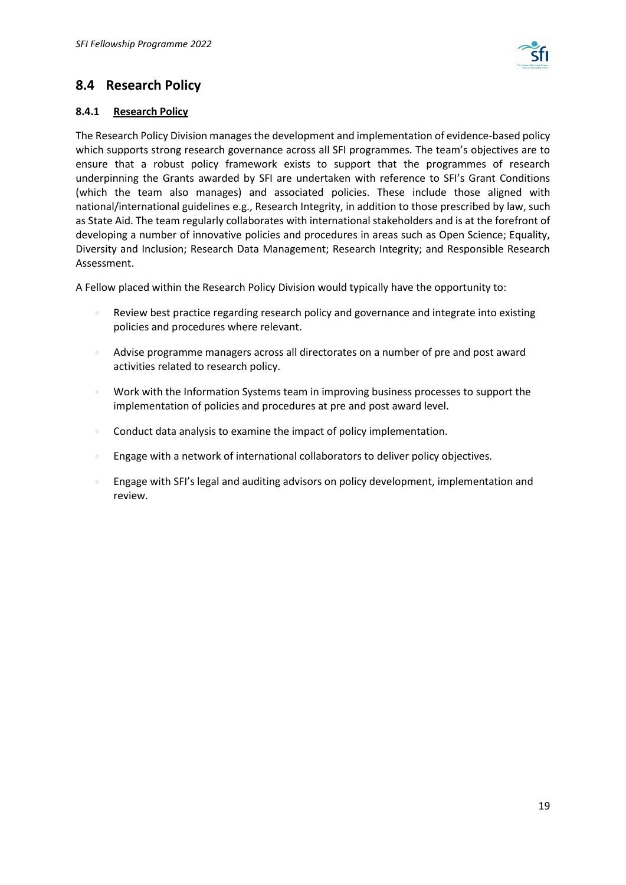## 8.4 Research Policy

### 8.4.1 Research Policy

The Research Policy Division manages the development and implementation of evidence-based policy which supports strong research governance across all SFI programmes. The team's objectives are to ensure that a robust policy framework exists to support that the programmes of research underpinning the Grants awarded by SFI are undertaken with reference to SFI's Grant Conditions (which the team also manages) and associated policies. These include those aligned with national/international guidelines e.g., Research Integrity, in addition to those prescribed by law, such as State Aid. The team regularly collaborates with international stakeholders and is at the forefront of developing a number of innovative policies and procedures in areas such as Open Science; Equality, Diversity and Inclusion; Research Data Management; Research Integrity; and Responsible Research Assessment.

A Fellow placed within the Research Policy Division would typically have the opportunity to:

- Review best practice regarding research policy and governance and integrate into existing policies and procedures where relevant.
- Advise programme managers across all directorates on a number of pre and post award activities related to research policy.
- Work with the Information Systems team in improving business processes to support the implementation of policies and procedures at pre and post award level.
- Conduct data analysis to examine the impact of policy implementation.
- Engage with a network of international collaborators to deliver policy objectives.
- Engage with SFI's legal and auditing advisors on policy development, implementation and review.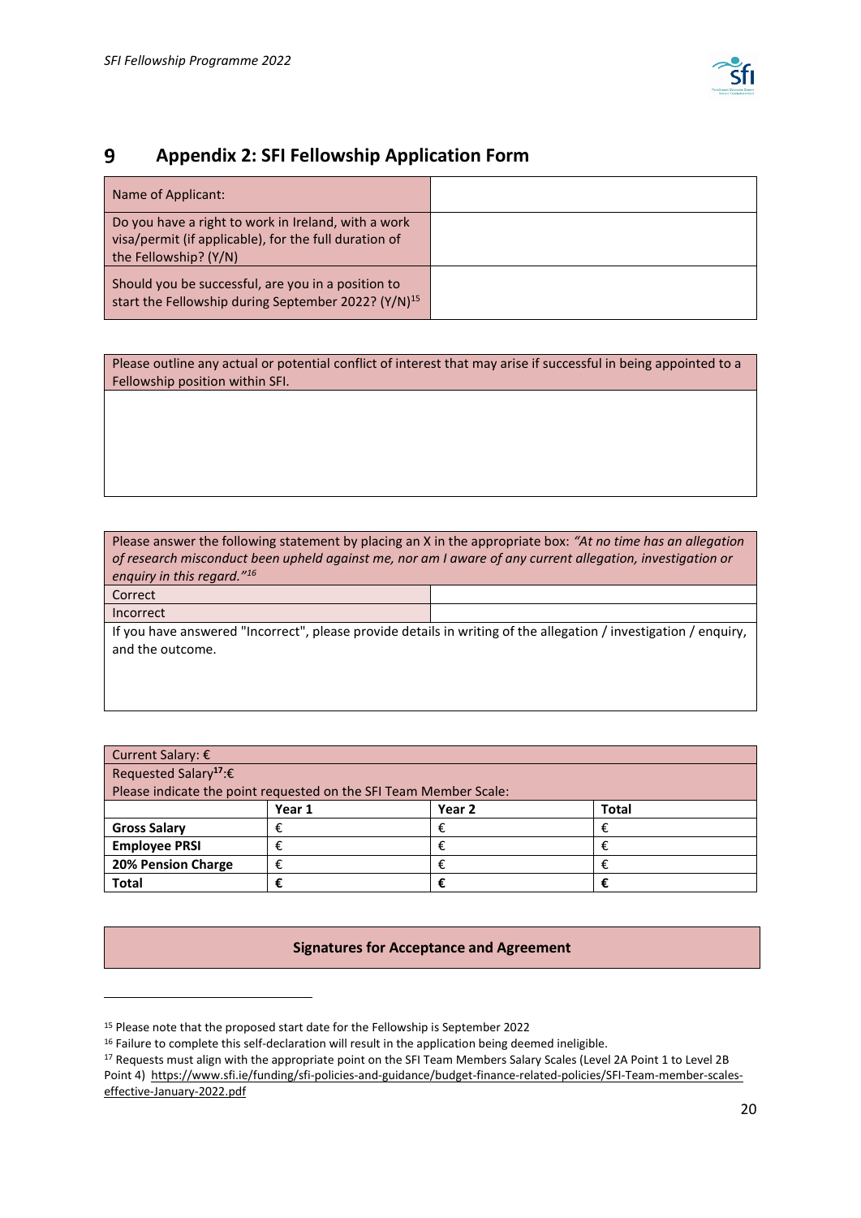# 9 Appendix 2: SFI Fellowship Application Form

| Name of Applicant: | |
|---|---|
| Do you have a right to work in Ireland, with a work visa/permit (if applicable), for the full duration of the Fellowship? (Y/N) | |
| Should you be successful, are you in a position to start the Fellowship during September 2022? (Y/N)[15] | |

| Please outline any actual or potential conflict of interest that may arise if successful in being appointed to a Fellowship position within SFI. |
|---|
| |

| Please answer the following statement by placing an X in the appropriate box: *"At no time has an allegation of research misconduct been upheld against me, nor am I aware of any current allegation, investigation or enquiry in this regard."*[16] | |
|---|---|
| Correct | |
| Incorrect | |
| If you have answered "Incorrect", please provide details in writing of the allegation / investigation / enquiry, and the outcome. | |

| Current Salary: € | | | |
|---|---|---|---|
| Requested Salary[17]:€ | | | |
| Please indicate the point requested on the SFI Team Member Scale: | | | |
| | **Year 1** | **Year 2** | **Total** |
| **Gross Salary** | € | € | € |
| **Employee PRSI** | € | € | € |
| **20% Pension Charge** | € | € | € |
| **Total** | **€** | **€** | **€** |

**Signatures for Acceptance and Agreement**

---

[15] Please note that the proposed start date for the Fellowship is September 2022

[16] Failure to complete this self-declaration will result in the application being deemed ineligible.

[17] Requests must align with the appropriate point on the SFI Team Members Salary Scales (Level 2A Point 1 to Level 2B Point 4) https://www.sfi.ie/funding/sfi-policies-and-guidance/budget-finance-related-policies/SFI-Team-member-scales-effective-January-2022.pdf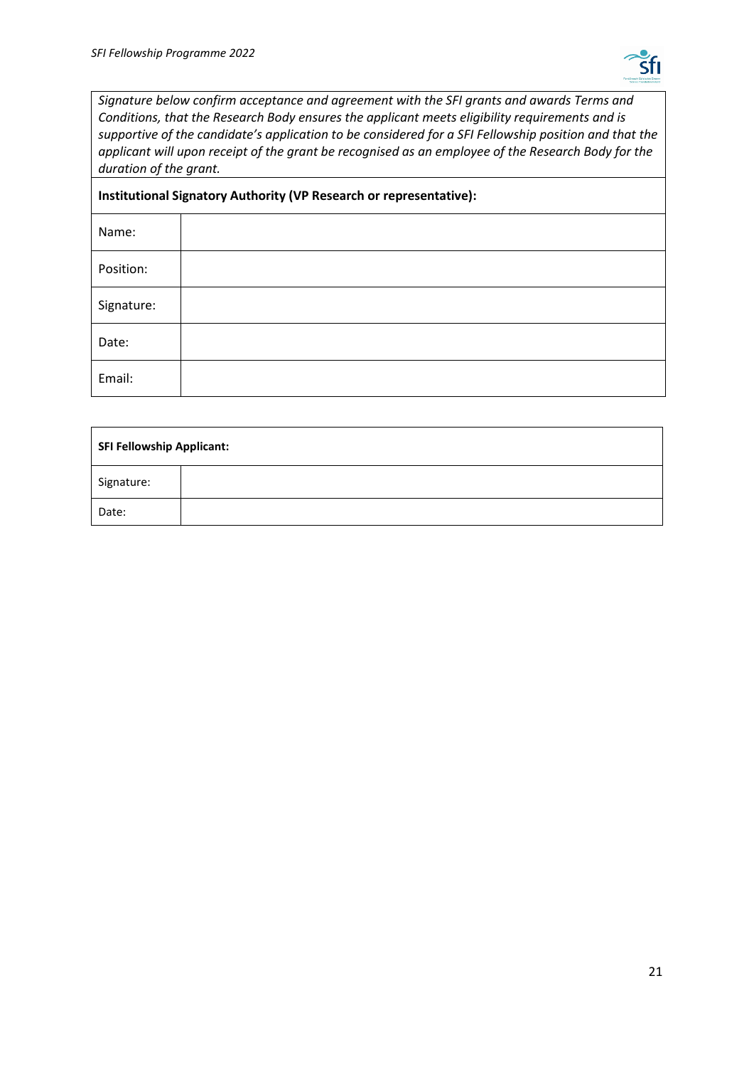| *Signature below confirm acceptance and agreement with the SFI grants and awards Terms and Conditions, that the Research Body ensures the applicant meets eligibility requirements and is supportive of the candidate's application to be considered for a SFI Fellowship position and that the applicant will upon receipt of the grant be recognised as an employee of the Research Body for the duration of the grant.* | |
|---|---|
| **Institutional Signatory Authority (VP Research or representative):** | |
| Name: | |
| Position: | |
| Signature: | |
| Date: | |
| Email: | |

| **SFI Fellowship Applicant:** | |
|---|---|
| Signature: | |
| Date: | |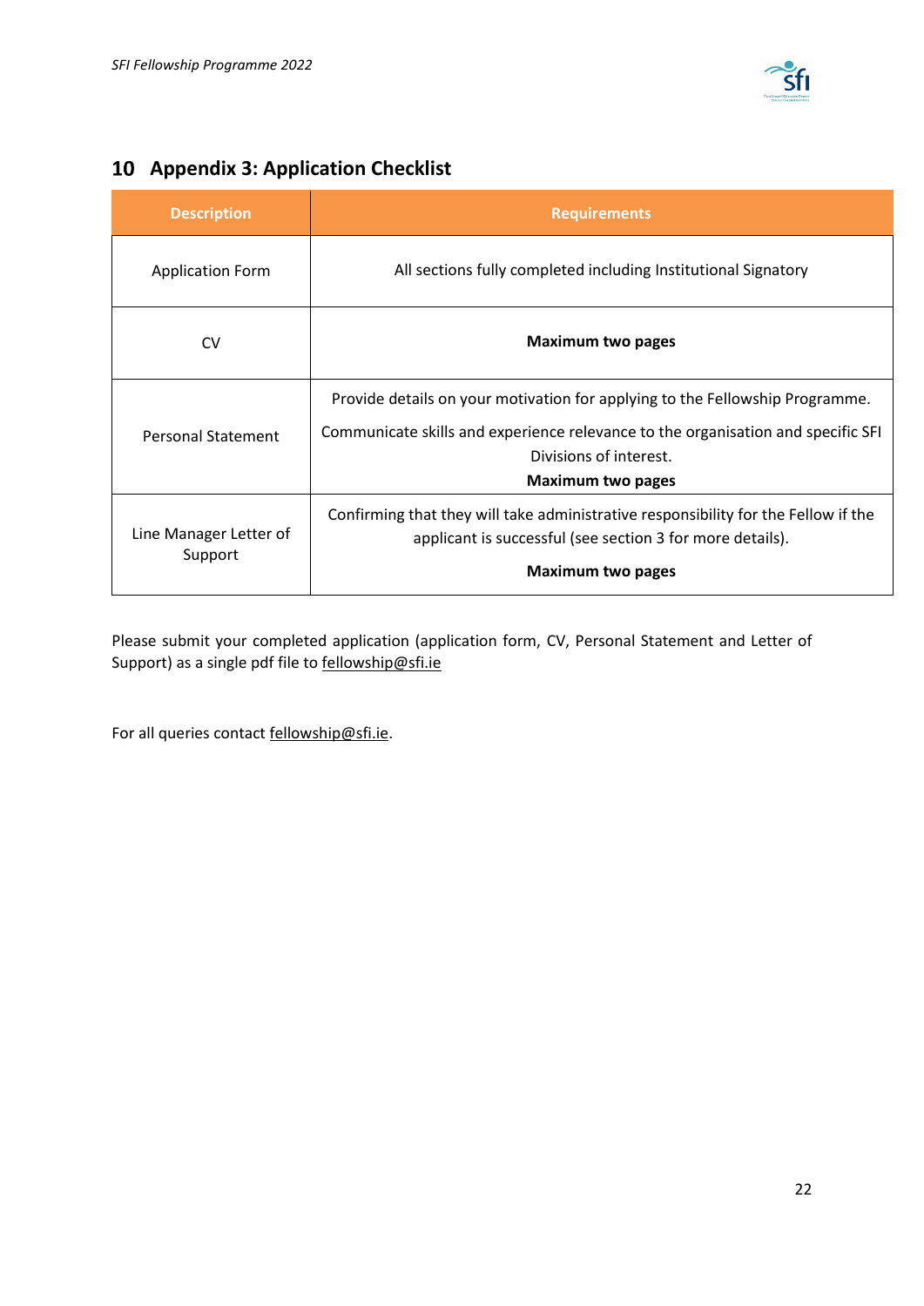# 10 Appendix 3: Application Checklist

| Description | Requirements |
|---|---|
| Application Form | All sections fully completed including Institutional Signatory |
| CV | **Maximum two pages** |
| Personal Statement | Provide details on your motivation for applying to the Fellowship Programme. Communicate skills and experience relevance to the organisation and specific SFI Divisions of interest. **Maximum two pages** |
| Line Manager Letter of Support | Confirming that they will take administrative responsibility for the Fellow if the applicant is successful (see section 3 for more details). **Maximum two pages** |

Please submit your completed application (application form, CV, Personal Statement and Letter of Support) as a single pdf file to fellowship@sfi.ie

For all queries contact fellowship@sfi.ie.